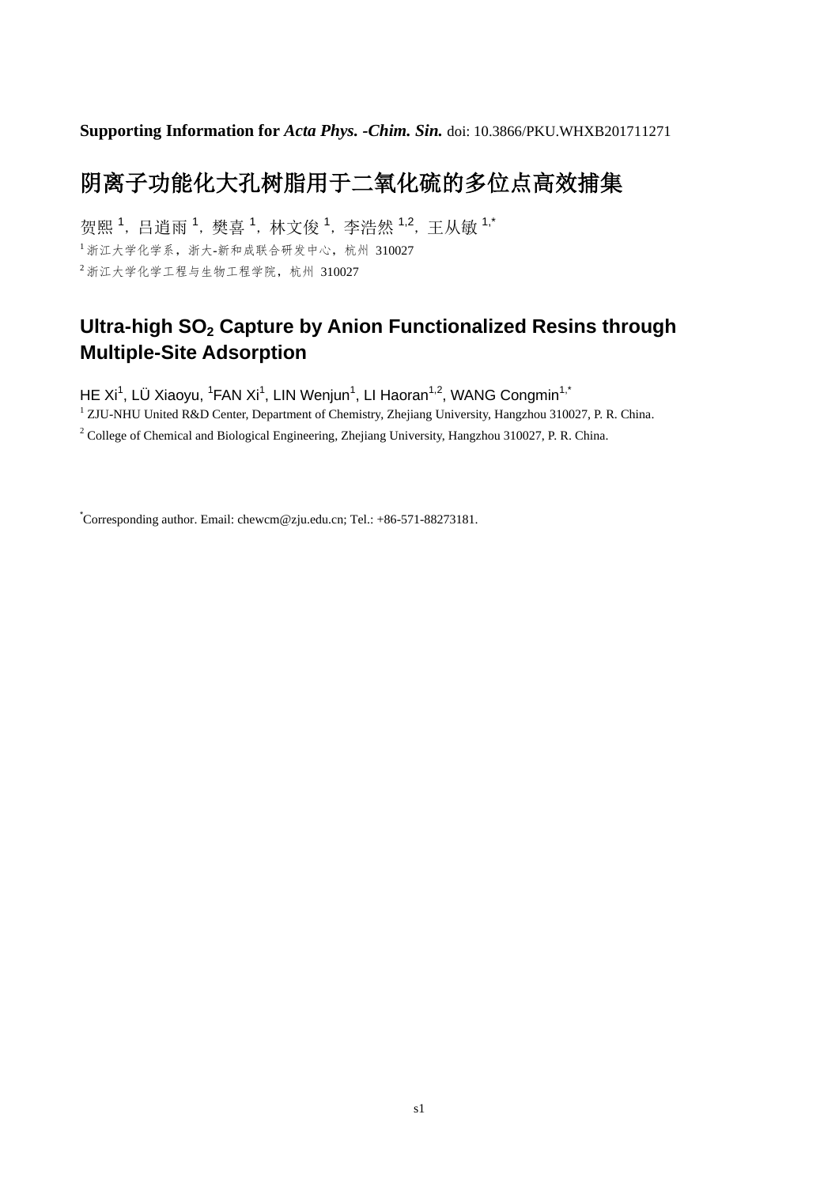**Supporting Information for** ***Acta Phys. -Chim. Sin.*** doi: 10.3866/PKU.WHXB201711271

# 阴离子功能化大孔树脂用于二氧化硫的多位点高效捕集

贺熙 [1]，吕逍雨 [1]，樊喜 [1]，林文俊 [1]，李浩然 [1,2]，王从敏 [1,*]

[1] 浙江大学化学系，浙大-新和成联合研发中心，杭州 310027

[2] 浙江大学化学工程与生物工程学院，杭州 310027

# Ultra-high $SO_2$ Capture by Anion Functionalized Resins through Multiple-Site Adsorption

HE Xi[1], LÜ Xiaoyu, [1]FAN Xi[1], LIN Wenjun[1], LI Haoran[1,2], WANG Congmin[1,*]

[1] ZJU-NHU United R&D Center, Department of Chemistry, Zhejiang University, Hangzhou 310027, P. R. China.

[2] College of Chemical and Biological Engineering, Zhejiang University, Hangzhou 310027, P. R. China.

[*]Corresponding author. Email: chewcm@zju.edu.cn; Tel.: +86-571-88273181.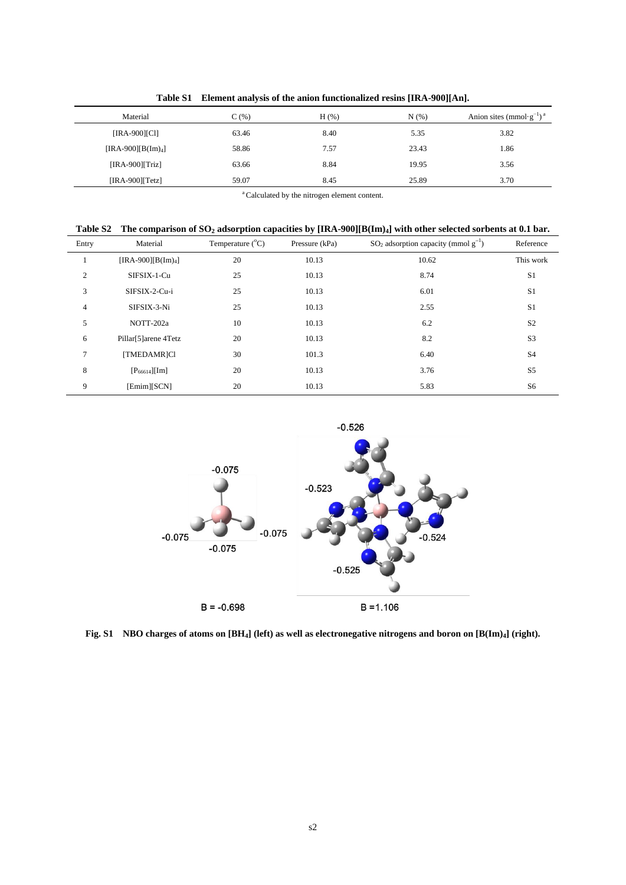**Table S1 Element analysis of the anion functionalized resins [IRA-900][An].**

| Material | C (%) | H (%) | N (%) | Anion sites ($mmol \cdot g^{-1}$) [a] |
|---|---|---|---|---|
| [IRA-900][Cl] | 63.46 | 8.40 | 5.35 | 3.82 |
| [IRA-900][B(Im)$_4$] | 58.86 | 7.57 | 23.43 | 1.86 |
| [IRA-900][Triz] | 63.66 | 8.84 | 19.95 | 3.56 |
| [IRA-900][Tetz] | 59.07 | 8.45 | 25.89 | 3.70 |

[a] Calculated by the nitrogen element content.

**Table S2 The comparison of $SO_2$ adsorption capacities by [IRA-900][B(Im)$_4$] with other selected sorbents at 0.1 bar.**

| Entry | Material | Temperature ($^{o}C$) | Pressure (kPa) | $SO_2$ adsorption capacity ($mmol\ g^{-1}$) | Reference |
|---|---|---|---|---|---|
| 1 | [IRA-900][B(Im)$_4$] | 20 | 10.13 | 10.62 | This work |
| 2 | SIFSIX-1-Cu | 25 | 10.13 | 8.74 | S1 |
| 3 | SIFSIX-2-Cu-i | 25 | 10.13 | 6.01 | S1 |
| 4 | SIFSIX-3-Ni | 25 | 10.13 | 2.55 | S1 |
| 5 | NOTT-202a | 10 | 10.13 | 6.2 | S2 |
| 6 | Pillar[5]arene 4Tetz | 20 | 10.13 | 8.2 | S3 |
| 7 | [TMEDAMR]Cl | 30 | 101.3 | 6.40 | S4 |
| 8 | [$P_{66614}$][Im] | 20 | 10.13 | 3.76 | S5 |
| 9 | [Emim][SCN] | 20 | 10.13 | 5.83 | S6 |

**Fig. S1 NBO charges of atoms on [$BH_4$] (left) as well as electronegative nitrogens and boron on [B(Im)$_4$] (right).**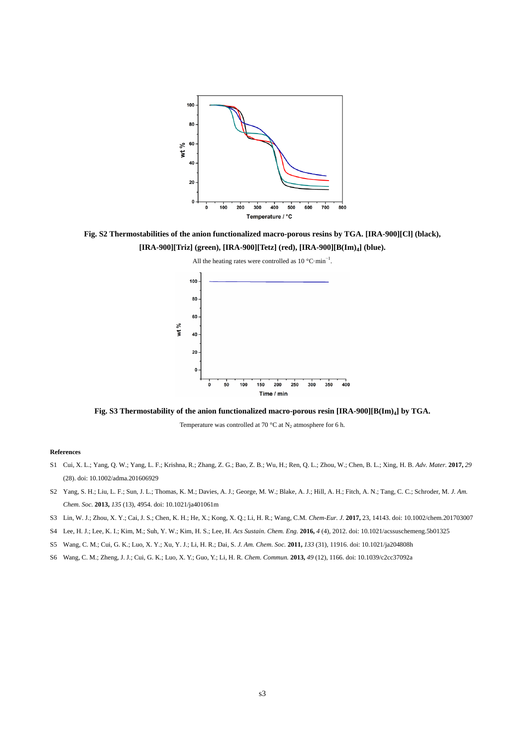100
80
60
40
20
0
wt %
0 100 200 300 400 500 600 700 800
Temperature / °C

**Fig. S2 Thermostabilities of the anion functionalized macro-porous resins by TGA. [IRA-900][Cl] (black), [IRA-900][Triz] (green), [IRA-900][Tetz] (red), [IRA-900][B(Im)$_4$] (blue).**

All the heating rates were controlled as 10 °C·min$^{-1}$.

100
80
60
40
20
0
wt %
0 50 100 150 200 250 300 350 400
Time / min

**Fig. S3 Thermostability of the anion functionalized macro-porous resin [IRA-900][B(Im)$_4$] by TGA.**

Temperature was controlled at 70 °C at $N_2$ atmosphere for 6 h.

**References**

S1 Cui, X. L.; Yang, Q. W.; Yang, L. F.; Krishna, R.; Zhang, Z. G.; Bao, Z. B.; Wu, H.; Ren, Q. L.; Zhou, W.; Chen, B. L.; Xing, H. B. *Adv. Mater.* **2017,** *29* (28). doi: 10.1002/adma.201606929

S2 Yang, S. H.; Liu, L. F.; Sun, J. L.; Thomas, K. M.; Davies, A. J.; George, M. W.; Blake, A. J.; Hill, A. H.; Fitch, A. N.; Tang, C. C.; Schroder, M. *J. Am. Chem. Soc.* **2013,** *135* (13), 4954. doi: 10.1021/ja401061m

S3 Lin, W. J.; Zhou, X. Y.; Cai, J. S.; Chen, K. H.; He, X.; Kong, X. Q.; Li, H. R.; Wang, C.M. *Chem-Eur. J.* **2017,** 23, 14143. doi: 10.1002/chem.201703007

S4 Lee, H. J.; Lee, K. I.; Kim, M.; Suh, Y. W.; Kim, H. S.; Lee, H. *Acs Sustain. Chem. Eng.* **2016,** *4* (4), 2012. doi: 10.1021/acssuschemeng.5b01325

S5 Wang, C. M.; Cui, G. K.; Luo, X. Y.; Xu, Y. J.; Li, H. R.; Dai, S. *J. Am. Chem. Soc.* **2011,** *133* (31), 11916. doi: 10.1021/ja204808h

S6 Wang, C. M.; Zheng, J. J.; Cui, G. K.; Luo, X. Y.; Guo, Y.; Li, H. R. *Chem. Commun.* **2013,** *49* (12), 1166. doi: 10.1039/c2cc37092a